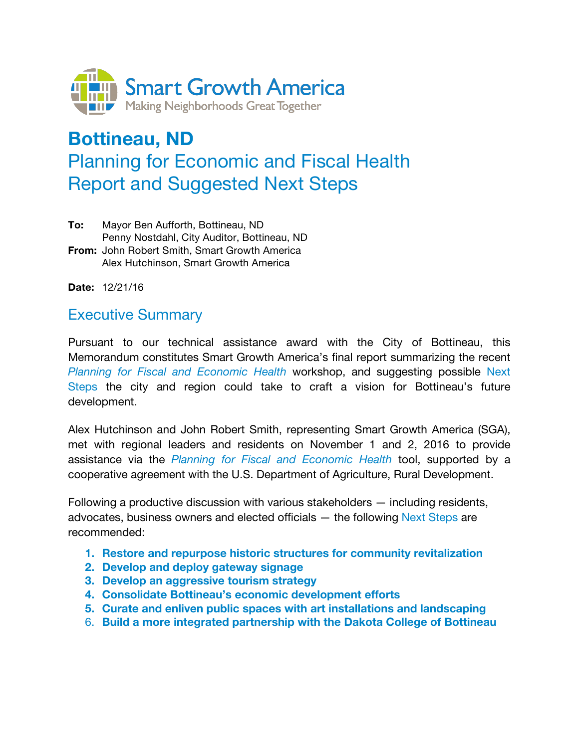Smart Growth America
Making Neighborhoods Great Together

# Bottineau, ND
## Planning for Economic and Fiscal Health Report and Suggested Next Steps

**To:** Mayor Ben Aufforth, Bottineau, ND
Penny Nostdahl, City Auditor, Bottineau, ND
**From:** John Robert Smith, Smart Growth America
Alex Hutchinson, Smart Growth America

**Date:** 12/21/16

## Executive Summary

Pursuant to our technical assistance award with the City of Bottineau, this Memorandum constitutes Smart Growth America's final report summarizing the recent *Planning for Fiscal and Economic Health* workshop, and suggesting possible Next Steps the city and region could take to craft a vision for Bottineau's future development.

Alex Hutchinson and John Robert Smith, representing Smart Growth America (SGA), met with regional leaders and residents on November 1 and 2, 2016 to provide assistance via the *Planning for Fiscal and Economic Health* tool, supported by a cooperative agreement with the U.S. Department of Agriculture, Rural Development.

Following a productive discussion with various stakeholders — including residents, advocates, business owners and elected officials — the following Next Steps are recommended:

1. **Restore and repurpose historic structures for community revitalization**
2. **Develop and deploy gateway signage**
3. **Develop an aggressive tourism strategy**
4. **Consolidate Bottineau's economic development efforts**
5. **Curate and enliven public spaces with art installations and landscaping**
6. **Build a more integrated partnership with the Dakota College of Bottineau**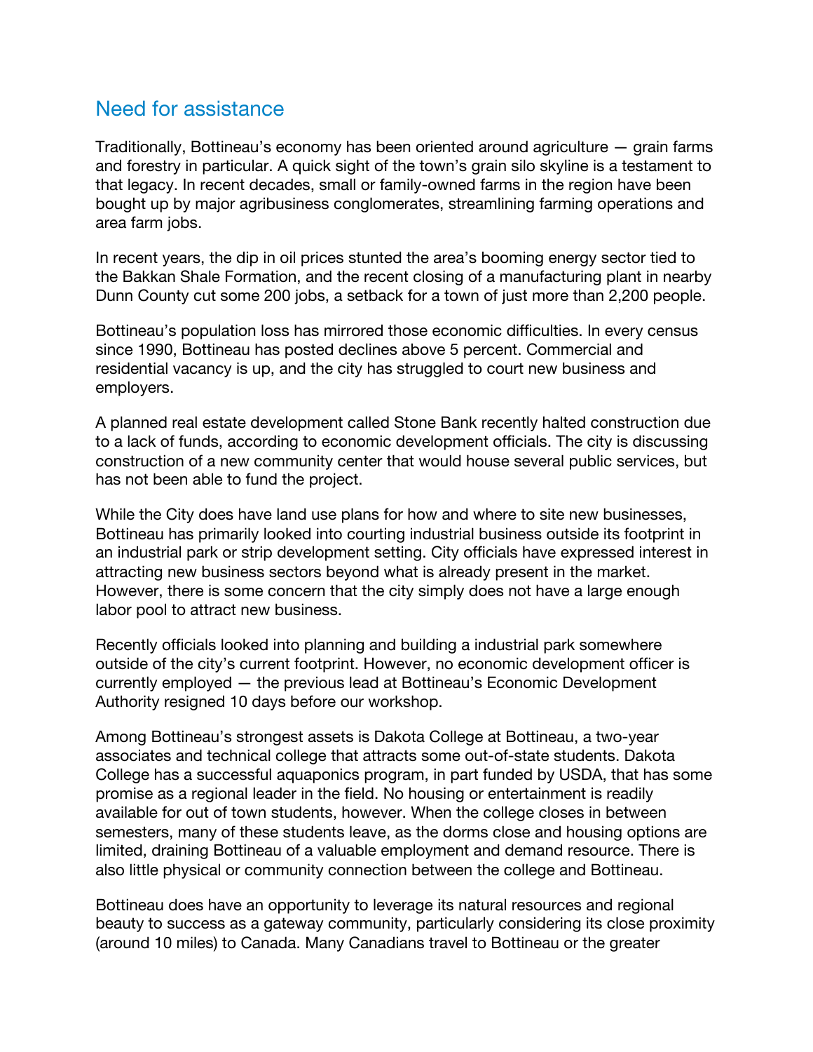## Need for assistance

Traditionally, Bottineau's economy has been oriented around agriculture — grain farms and forestry in particular. A quick sight of the town's grain silo skyline is a testament to that legacy. In recent decades, small or family-owned farms in the region have been bought up by major agribusiness conglomerates, streamlining farming operations and area farm jobs.

In recent years, the dip in oil prices stunted the area's booming energy sector tied to the Bakkan Shale Formation, and the recent closing of a manufacturing plant in nearby Dunn County cut some 200 jobs, a setback for a town of just more than 2,200 people.

Bottineau's population loss has mirrored those economic difficulties. In every census since 1990, Bottineau has posted declines above 5 percent. Commercial and residential vacancy is up, and the city has struggled to court new business and employers.

A planned real estate development called Stone Bank recently halted construction due to a lack of funds, according to economic development officials. The city is discussing construction of a new community center that would house several public services, but has not been able to fund the project.

While the City does have land use plans for how and where to site new businesses, Bottineau has primarily looked into courting industrial business outside its footprint in an industrial park or strip development setting. City officials have expressed interest in attracting new business sectors beyond what is already present in the market. However, there is some concern that the city simply does not have a large enough labor pool to attract new business.

Recently officials looked into planning and building a industrial park somewhere outside of the city's current footprint. However, no economic development officer is currently employed — the previous lead at Bottineau's Economic Development Authority resigned 10 days before our workshop.

Among Bottineau's strongest assets is Dakota College at Bottineau, a two-year associates and technical college that attracts some out-of-state students. Dakota College has a successful aquaponics program, in part funded by USDA, that has some promise as a regional leader in the field. No housing or entertainment is readily available for out of town students, however. When the college closes in between semesters, many of these students leave, as the dorms close and housing options are limited, draining Bottineau of a valuable employment and demand resource. There is also little physical or community connection between the college and Bottineau.

Bottineau does have an opportunity to leverage its natural resources and regional beauty to success as a gateway community, particularly considering its close proximity (around 10 miles) to Canada. Many Canadians travel to Bottineau or the greater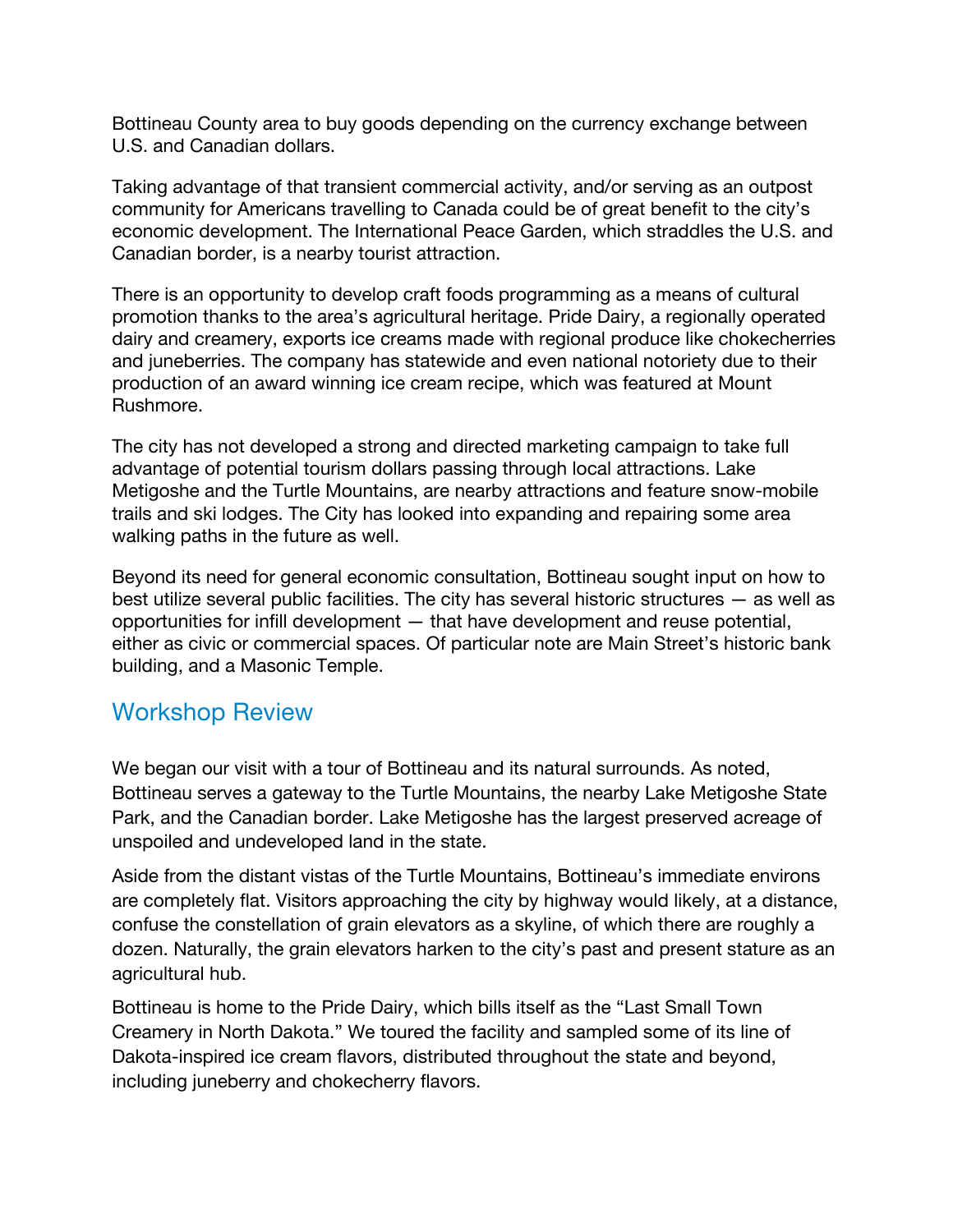Bottineau County area to buy goods depending on the currency exchange between U.S. and Canadian dollars.

Taking advantage of that transient commercial activity, and/or serving as an outpost community for Americans travelling to Canada could be of great benefit to the city's economic development. The International Peace Garden, which straddles the U.S. and Canadian border, is a nearby tourist attraction.

There is an opportunity to develop craft foods programming as a means of cultural promotion thanks to the area's agricultural heritage. Pride Dairy, a regionally operated dairy and creamery, exports ice creams made with regional produce like chokecherries and juneberries. The company has statewide and even national notoriety due to their production of an award winning ice cream recipe, which was featured at Mount Rushmore.

The city has not developed a strong and directed marketing campaign to take full advantage of potential tourism dollars passing through local attractions. Lake Metigoshe and the Turtle Mountains, are nearby attractions and feature snow-mobile trails and ski lodges. The City has looked into expanding and repairing some area walking paths in the future as well.

Beyond its need for general economic consultation, Bottineau sought input on how to best utilize several public facilities. The city has several historic structures — as well as opportunities for infill development — that have development and reuse potential, either as civic or commercial spaces. Of particular note are Main Street's historic bank building, and a Masonic Temple.

## Workshop Review

We began our visit with a tour of Bottineau and its natural surrounds. As noted, Bottineau serves a gateway to the Turtle Mountains, the nearby Lake Metigoshe State Park, and the Canadian border. Lake Metigoshe has the largest preserved acreage of unspoiled and undeveloped land in the state.

Aside from the distant vistas of the Turtle Mountains, Bottineau's immediate environs are completely flat. Visitors approaching the city by highway would likely, at a distance, confuse the constellation of grain elevators as a skyline, of which there are roughly a dozen. Naturally, the grain elevators harken to the city's past and present stature as an agricultural hub.

Bottineau is home to the Pride Dairy, which bills itself as the "Last Small Town Creamery in North Dakota." We toured the facility and sampled some of its line of Dakota-inspired ice cream flavors, distributed throughout the state and beyond, including juneberry and chokecherry flavors.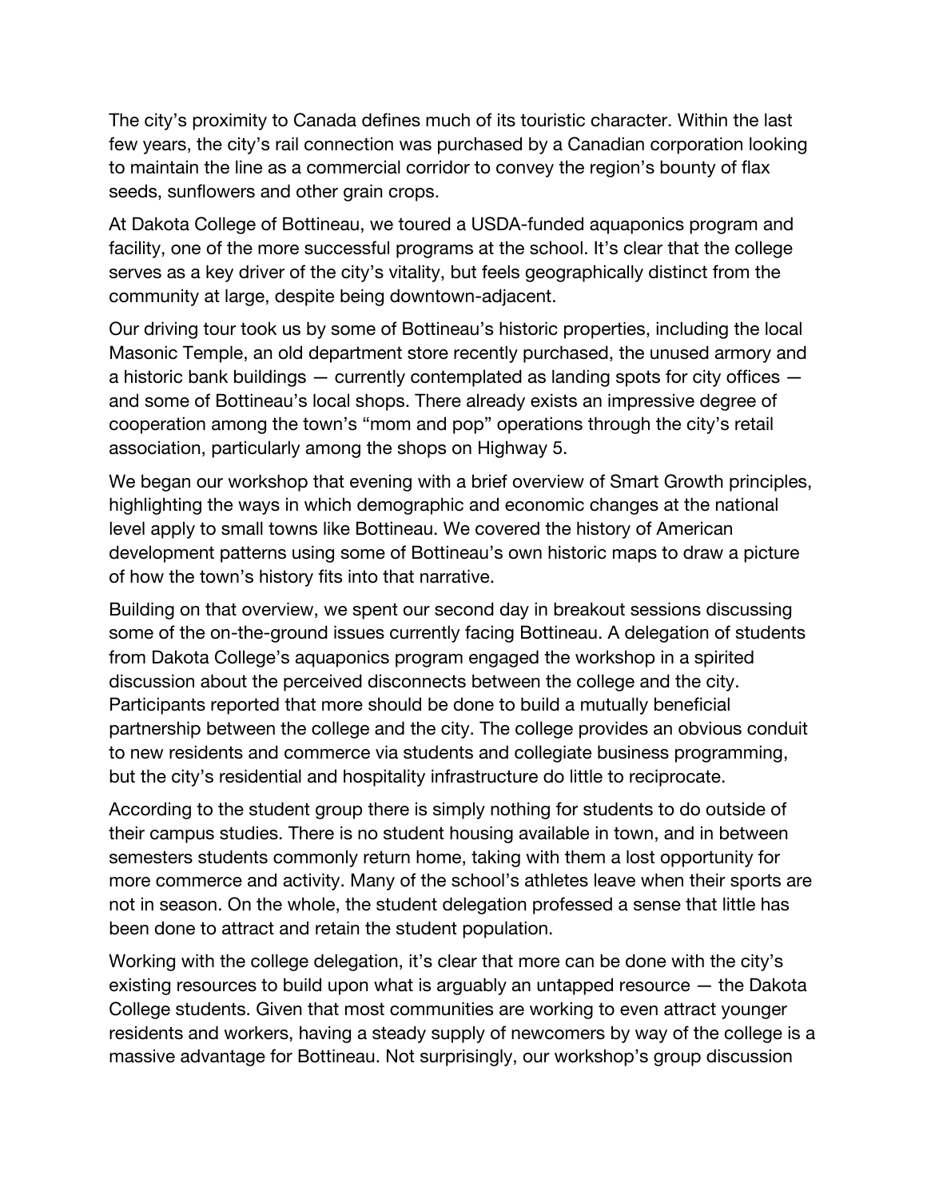The city's proximity to Canada defines much of its touristic character. Within the last few years, the city's rail connection was purchased by a Canadian corporation looking to maintain the line as a commercial corridor to convey the region's bounty of flax seeds, sunflowers and other grain crops.

At Dakota College of Bottineau, we toured a USDA-funded aquaponics program and facility, one of the more successful programs at the school. It's clear that the college serves as a key driver of the city's vitality, but feels geographically distinct from the community at large, despite being downtown-adjacent.

Our driving tour took us by some of Bottineau's historic properties, including the local Masonic Temple, an old department store recently purchased, the unused armory and a historic bank buildings — currently contemplated as landing spots for city offices — and some of Bottineau's local shops. There already exists an impressive degree of cooperation among the town's "mom and pop" operations through the city's retail association, particularly among the shops on Highway 5.

We began our workshop that evening with a brief overview of Smart Growth principles, highlighting the ways in which demographic and economic changes at the national level apply to small towns like Bottineau. We covered the history of American development patterns using some of Bottineau's own historic maps to draw a picture of how the town's history fits into that narrative.

Building on that overview, we spent our second day in breakout sessions discussing some of the on-the-ground issues currently facing Bottineau. A delegation of students from Dakota College's aquaponics program engaged the workshop in a spirited discussion about the perceived disconnects between the college and the city. Participants reported that more should be done to build a mutually beneficial partnership between the college and the city. The college provides an obvious conduit to new residents and commerce via students and collegiate business programming, but the city's residential and hospitality infrastructure do little to reciprocate.

According to the student group there is simply nothing for students to do outside of their campus studies. There is no student housing available in town, and in between semesters students commonly return home, taking with them a lost opportunity for more commerce and activity. Many of the school's athletes leave when their sports are not in season. On the whole, the student delegation professed a sense that little has been done to attract and retain the student population.

Working with the college delegation, it's clear that more can be done with the city's existing resources to build upon what is arguably an untapped resource — the Dakota College students. Given that most communities are working to even attract younger residents and workers, having a steady supply of newcomers by way of the college is a massive advantage for Bottineau. Not surprisingly, our workshop's group discussion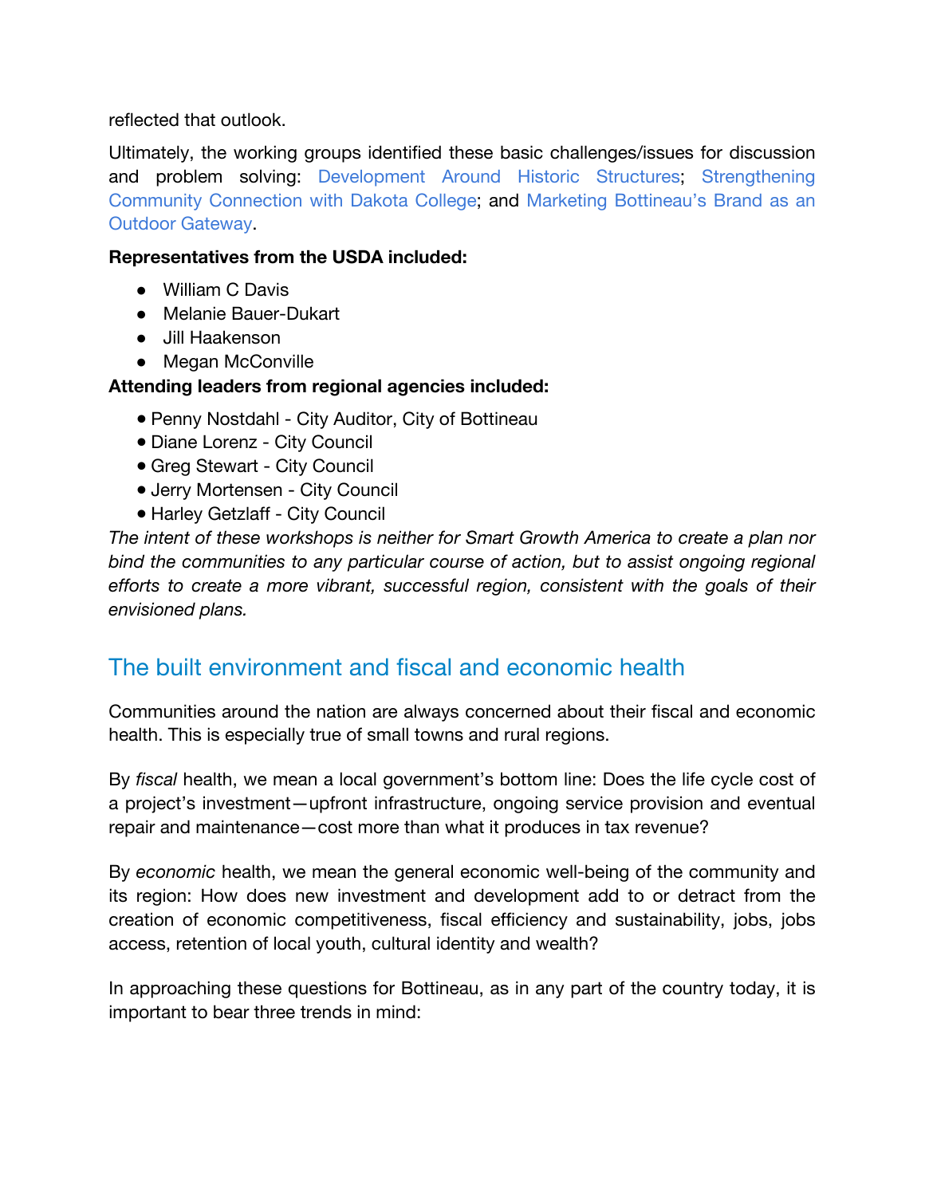reflected that outlook.

Ultimately, the working groups identified these basic challenges/issues for discussion and problem solving: Development Around Historic Structures; Strengthening Community Connection with Dakota College; and Marketing Bottineau's Brand as an Outdoor Gateway.

**Representatives from the USDA included:**

- William C Davis
- Melanie Bauer-Dukart
- Jill Haakenson
- Megan McConville

**Attending leaders from regional agencies included:**

- Penny Nostdahl - City Auditor, City of Bottineau
- Diane Lorenz - City Council
- Greg Stewart - City Council
- Jerry Mortensen - City Council
- Harley Getzlaff - City Council

*The intent of these workshops is neither for Smart Growth America to create a plan nor bind the communities to any particular course of action, but to assist ongoing regional efforts to create a more vibrant, successful region, consistent with the goals of their envisioned plans.*

## The built environment and fiscal and economic health

Communities around the nation are always concerned about their fiscal and economic health. This is especially true of small towns and rural regions.

By *fiscal* health, we mean a local government's bottom line: Does the life cycle cost of a project's investment—upfront infrastructure, ongoing service provision and eventual repair and maintenance—cost more than what it produces in tax revenue?

By *economic* health, we mean the general economic well-being of the community and its region: How does new investment and development add to or detract from the creation of economic competitiveness, fiscal efficiency and sustainability, jobs, jobs access, retention of local youth, cultural identity and wealth?

In approaching these questions for Bottineau, as in any part of the country today, it is important to bear three trends in mind: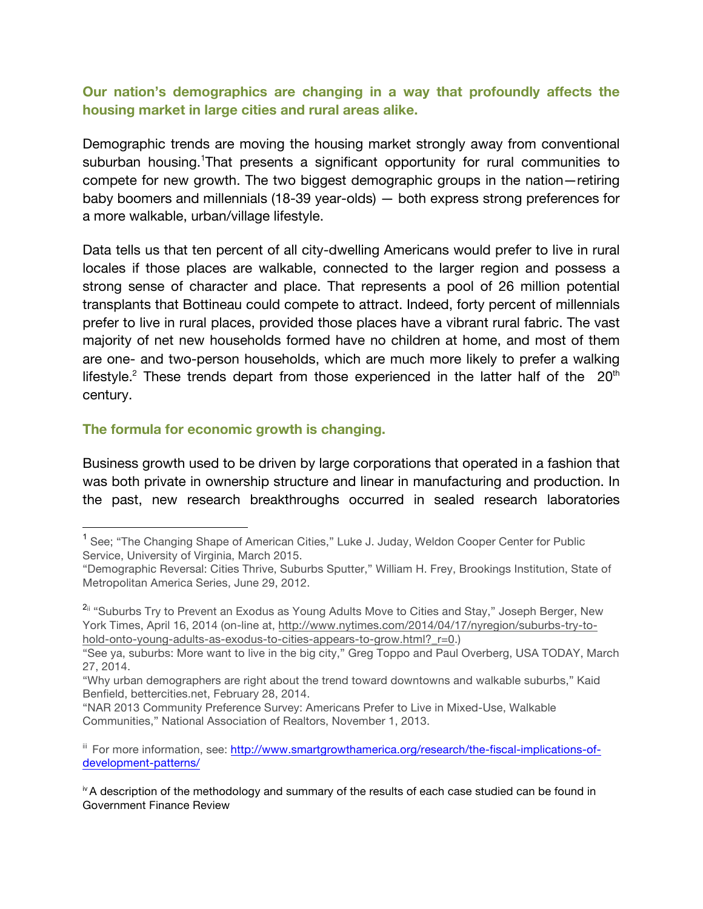### Our nation's demographics are changing in a way that profoundly affects the housing market in large cities and rural areas alike.

Demographic trends are moving the housing market strongly away from conventional suburban housing.[1]That presents a significant opportunity for rural communities to compete for new growth. The two biggest demographic groups in the nation—retiring baby boomers and millennials (18-39 year-olds) — both express strong preferences for a more walkable, urban/village lifestyle.

Data tells us that ten percent of all city-dwelling Americans would prefer to live in rural locales if those places are walkable, connected to the larger region and possess a strong sense of character and place. That represents a pool of 26 million potential transplants that Bottineau could compete to attract. Indeed, forty percent of millennials prefer to live in rural places, provided those places have a vibrant rural fabric. The vast majority of net new households formed have no children at home, and most of them are one- and two-person households, which are much more likely to prefer a walking lifestyle.[2] These trends depart from those experienced in the latter half of the 20th century.

### The formula for economic growth is changing.

Business growth used to be driven by large corporations that operated in a fashion that was both private in ownership structure and linear in manufacturing and production. In the past, new research breakthroughs occurred in sealed research laboratories

---

[1] See; "The Changing Shape of American Cities," Luke J. Juday, Weldon Cooper Center for Public Service, University of Virginia, March 2015.
"Demographic Reversal: Cities Thrive, Suburbs Sputter," William H. Frey, Brookings Institution, State of Metropolitan America Series, June 29, 2012.

[2][ii] "Suburbs Try to Prevent an Exodus as Young Adults Move to Cities and Stay," Joseph Berger, New York Times, April 16, 2014 (on-line at, http://www.nytimes.com/2014/04/17/nyregion/suburbs-try-to-hold-onto-young-adults-as-exodus-to-cities-appears-to-grow.html?_r=0.)
"See ya, suburbs: More want to live in the big city," Greg Toppo and Paul Overberg, USA TODAY, March 27, 2014.
"Why urban demographers are right about the trend toward downtowns and walkable suburbs," Kaid Benfield, bettercities.net, February 28, 2014.
"NAR 2013 Community Preference Survey: Americans Prefer to Live in Mixed-Use, Walkable Communities," National Association of Realtors, November 1, 2013.

[iii] For more information, see: http://www.smartgrowthamerica.org/research/the-fiscal-implications-of-development-patterns/

[iv] A description of the methodology and summary of the results of each case studied can be found in Government Finance Review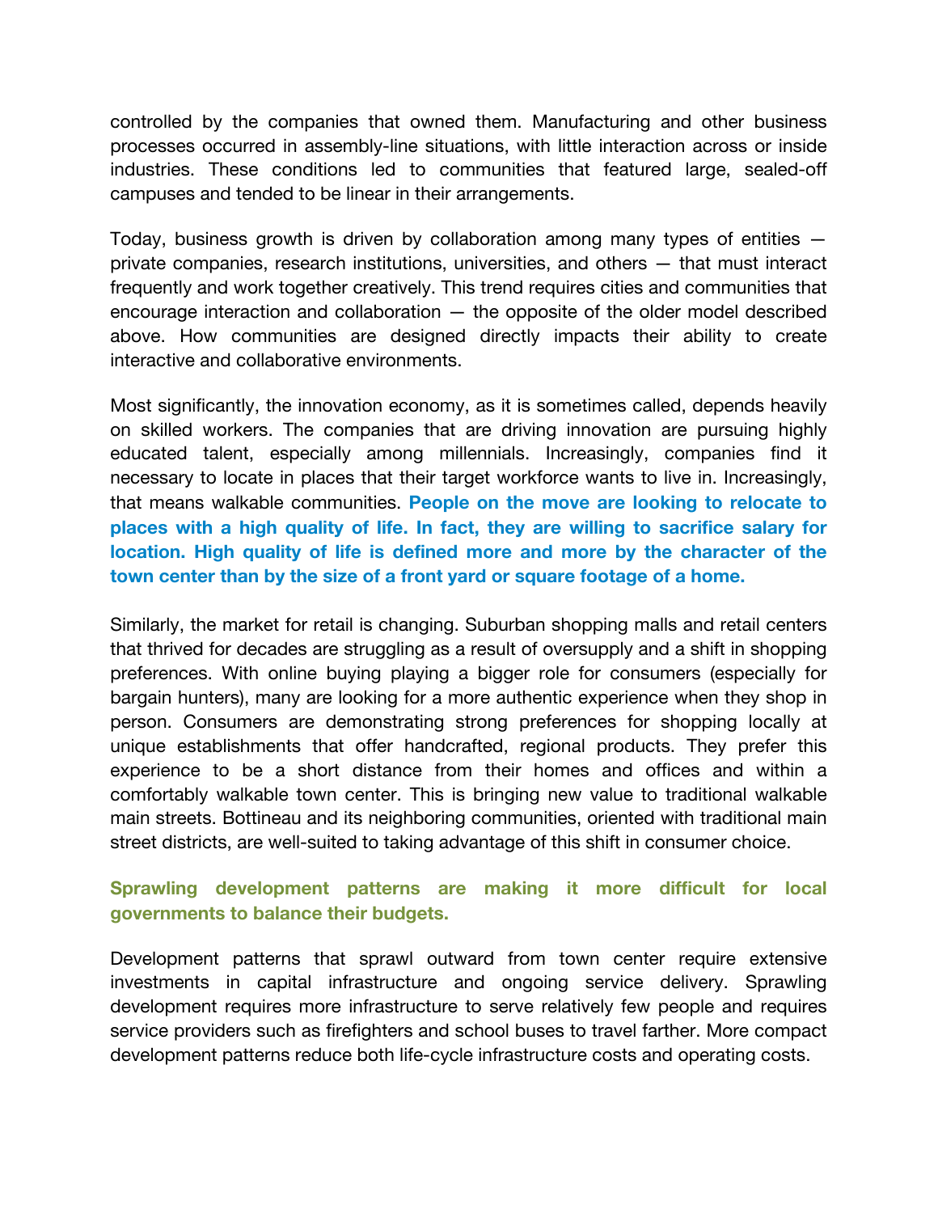controlled by the companies that owned them. Manufacturing and other business processes occurred in assembly-line situations, with little interaction across or inside industries. These conditions led to communities that featured large, sealed-off campuses and tended to be linear in their arrangements.

Today, business growth is driven by collaboration among many types of entities — private companies, research institutions, universities, and others — that must interact frequently and work together creatively. This trend requires cities and communities that encourage interaction and collaboration — the opposite of the older model described above. How communities are designed directly impacts their ability to create interactive and collaborative environments.

Most significantly, the innovation economy, as it is sometimes called, depends heavily on skilled workers. The companies that are driving innovation are pursuing highly educated talent, especially among millennials. Increasingly, companies find it necessary to locate in places that their target workforce wants to live in. Increasingly, that means walkable communities. **People on the move are looking to relocate to places with a high quality of life. In fact, they are willing to sacrifice salary for location. High quality of life is defined more and more by the character of the town center than by the size of a front yard or square footage of a home.**

Similarly, the market for retail is changing. Suburban shopping malls and retail centers that thrived for decades are struggling as a result of oversupply and a shift in shopping preferences. With online buying playing a bigger role for consumers (especially for bargain hunters), many are looking for a more authentic experience when they shop in person. Consumers are demonstrating strong preferences for shopping locally at unique establishments that offer handcrafted, regional products. They prefer this experience to be a short distance from their homes and offices and within a comfortably walkable town center. This is bringing new value to traditional walkable main streets. Bottineau and its neighboring communities, oriented with traditional main street districts, are well-suited to taking advantage of this shift in consumer choice.

**Sprawling development patterns are making it more difficult for local governments to balance their budgets.**

Development patterns that sprawl outward from town center require extensive investments in capital infrastructure and ongoing service delivery. Sprawling development requires more infrastructure to serve relatively few people and requires service providers such as firefighters and school buses to travel farther. More compact development patterns reduce both life-cycle infrastructure costs and operating costs.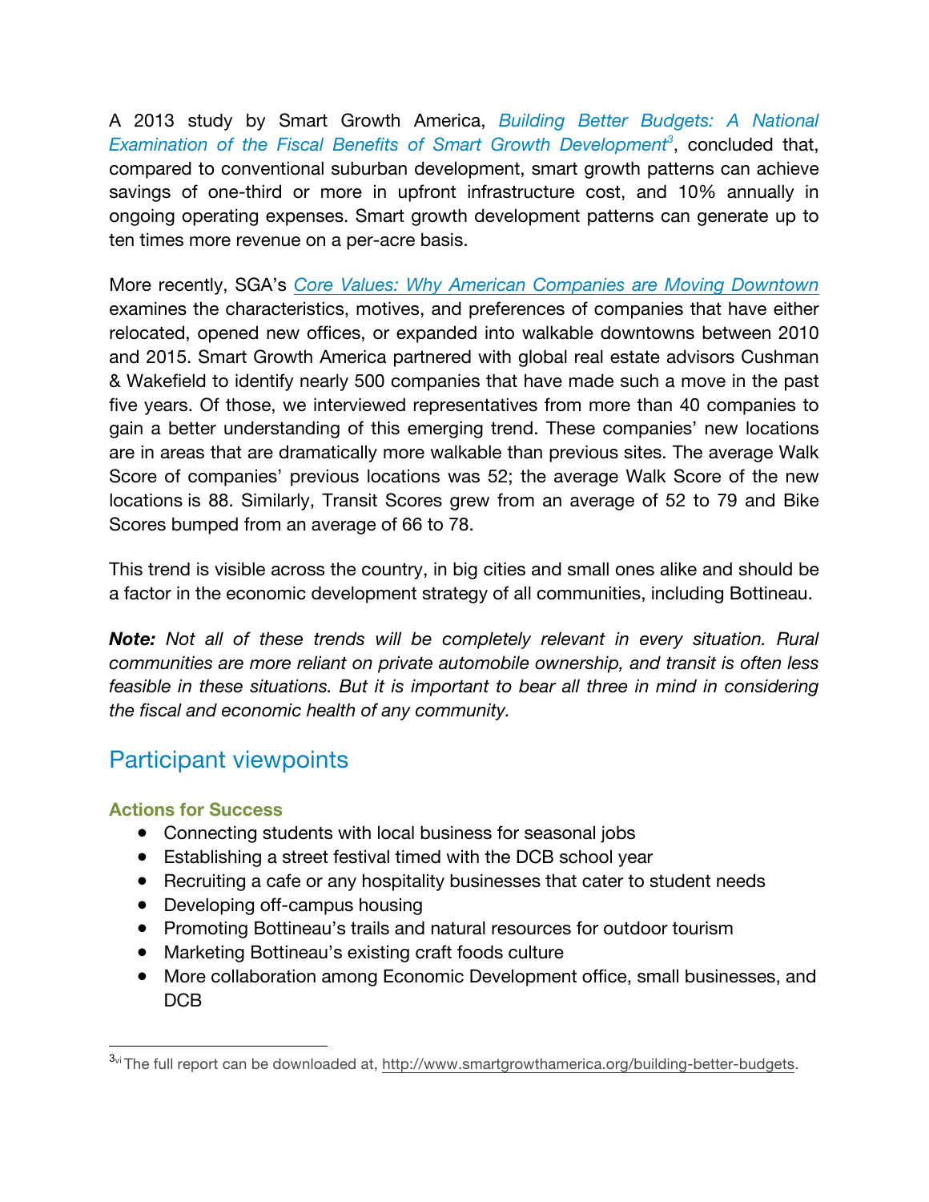A 2013 study by Smart Growth America, *Building Better Budgets: A National Examination of the Fiscal Benefits of Smart Growth Development*[3], concluded that, compared to conventional suburban development, smart growth patterns can achieve savings of one-third or more in upfront infrastructure cost, and 10% annually in ongoing operating expenses. Smart growth development patterns can generate up to ten times more revenue on a per-acre basis.

More recently, SGA's *Core Values: Why American Companies are Moving Downtown* examines the characteristics, motives, and preferences of companies that have either relocated, opened new offices, or expanded into walkable downtowns between 2010 and 2015. Smart Growth America partnered with global real estate advisors Cushman & Wakefield to identify nearly 500 companies that have made such a move in the past five years. Of those, we interviewed representatives from more than 40 companies to gain a better understanding of this emerging trend. These companies' new locations are in areas that are dramatically more walkable than previous sites. The average Walk Score of companies' previous locations was 52; the average Walk Score of the new locations is 88. Similarly, Transit Scores grew from an average of 52 to 79 and Bike Scores bumped from an average of 66 to 78.

This trend is visible across the country, in big cities and small ones alike and should be a factor in the economic development strategy of all communities, including Bottineau.

***Note:*** *Not all of these trends will be completely relevant in every situation. Rural communities are more reliant on private automobile ownership, and transit is often less feasible in these situations. But it is important to bear all three in mind in considering the fiscal and economic health of any community.*

## Participant viewpoints

### Actions for Success

- Connecting students with local business for seasonal jobs
- Establishing a street festival timed with the DCB school year
- Recruiting a cafe or any hospitality businesses that cater to student needs
- Developing off-campus housing
- Promoting Bottineau's trails and natural resources for outdoor tourism
- Marketing Bottineau's existing craft foods culture
- More collaboration among Economic Development office, small businesses, and DCB

---

[3][vi] The full report can be downloaded at, http://www.smartgrowthamerica.org/building-better-budgets.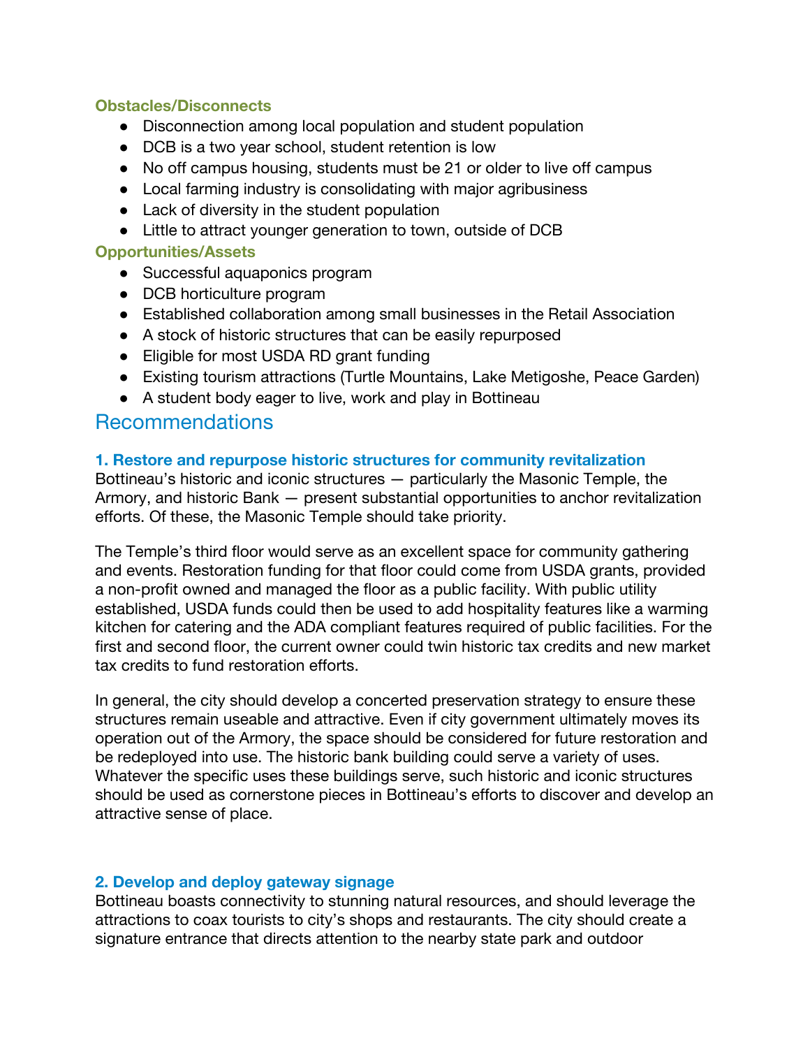#### Obstacles/Disconnects

- Disconnection among local population and student population
- DCB is a two year school, student retention is low
- No off campus housing, students must be 21 or older to live off campus
- Local farming industry is consolidating with major agribusiness
- Lack of diversity in the student population
- Little to attract younger generation to town, outside of DCB

#### Opportunities/Assets

- Successful aquaponics program
- DCB horticulture program
- Established collaboration among small businesses in the Retail Association
- A stock of historic structures that can be easily repurposed
- Eligible for most USDA RD grant funding
- Existing tourism attractions (Turtle Mountains, Lake Metigoshe, Peace Garden)
- A student body eager to live, work and play in Bottineau

## Recommendations

### 1. Restore and repurpose historic structures for community revitalization

Bottineau's historic and iconic structures — particularly the Masonic Temple, the Armory, and historic Bank — present substantial opportunities to anchor revitalization efforts. Of these, the Masonic Temple should take priority.

The Temple's third floor would serve as an excellent space for community gathering and events. Restoration funding for that floor could come from USDA grants, provided a non-profit owned and managed the floor as a public facility. With public utility established, USDA funds could then be used to add hospitality features like a warming kitchen for catering and the ADA compliant features required of public facilities. For the first and second floor, the current owner could twin historic tax credits and new market tax credits to fund restoration efforts.

In general, the city should develop a concerted preservation strategy to ensure these structures remain useable and attractive. Even if city government ultimately moves its operation out of the Armory, the space should be considered for future restoration and be redeployed into use. The historic bank building could serve a variety of uses. Whatever the specific uses these buildings serve, such historic and iconic structures should be used as cornerstone pieces in Bottineau's efforts to discover and develop an attractive sense of place.

### 2. Develop and deploy gateway signage

Bottineau boasts connectivity to stunning natural resources, and should leverage the attractions to coax tourists to city's shops and restaurants. The city should create a signature entrance that directs attention to the nearby state park and outdoor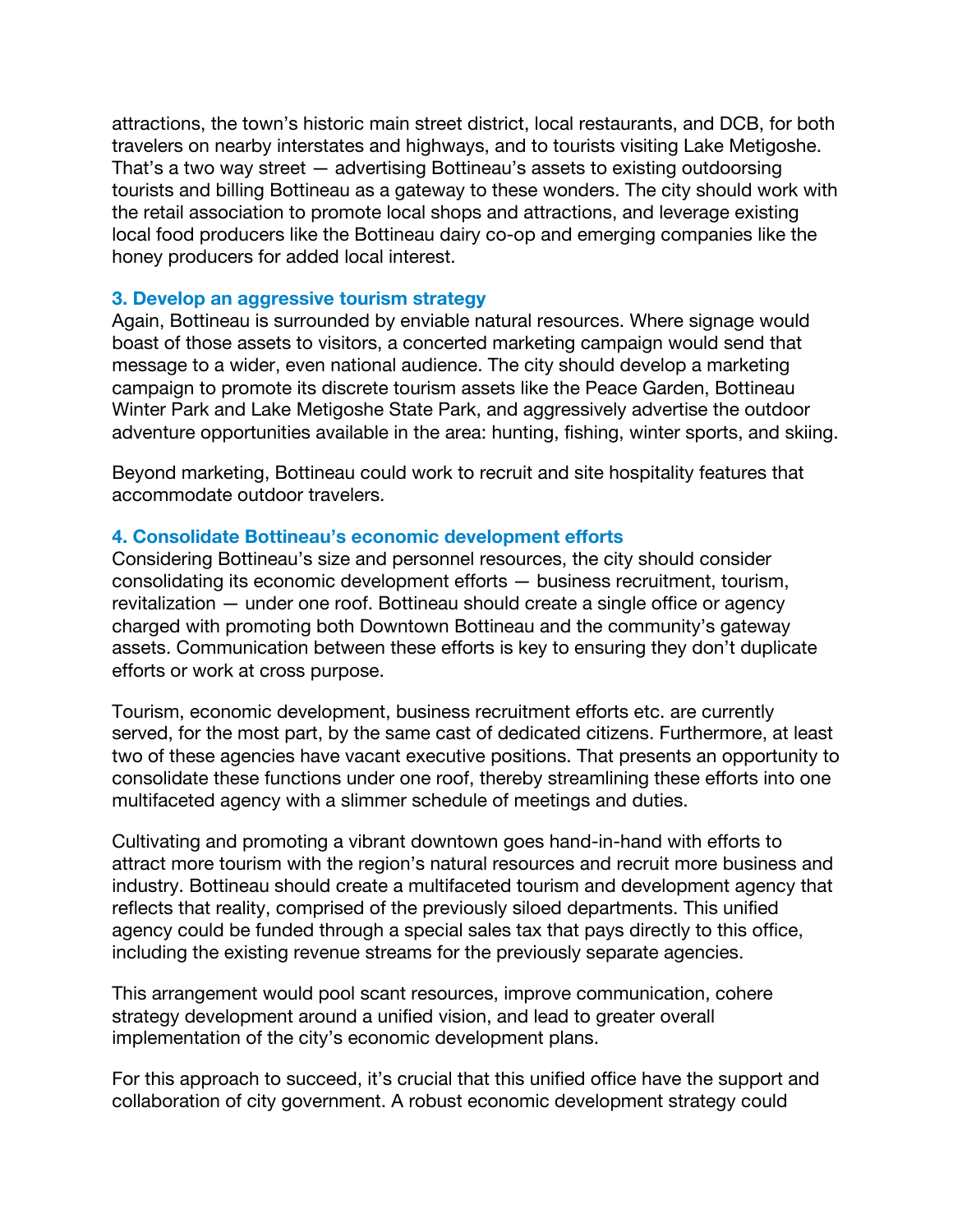attractions, the town's historic main street district, local restaurants, and DCB, for both travelers on nearby interstates and highways, and to tourists visiting Lake Metigoshe. That's a two way street — advertising Bottineau's assets to existing outdoorsing tourists and billing Bottineau as a gateway to these wonders. The city should work with the retail association to promote local shops and attractions, and leverage existing local food producers like the Bottineau dairy co-op and emerging companies like the honey producers for added local interest.

### 3. Develop an aggressive tourism strategy

Again, Bottineau is surrounded by enviable natural resources. Where signage would boast of those assets to visitors, a concerted marketing campaign would send that message to a wider, even national audience. The city should develop a marketing campaign to promote its discrete tourism assets like the Peace Garden, Bottineau Winter Park and Lake Metigoshe State Park, and aggressively advertise the outdoor adventure opportunities available in the area: hunting, fishing, winter sports, and skiing.

Beyond marketing, Bottineau could work to recruit and site hospitality features that accommodate outdoor travelers.

### 4. Consolidate Bottineau's economic development efforts

Considering Bottineau's size and personnel resources, the city should consider consolidating its economic development efforts — business recruitment, tourism, revitalization — under one roof. Bottineau should create a single office or agency charged with promoting both Downtown Bottineau and the community's gateway assets. Communication between these efforts is key to ensuring they don't duplicate efforts or work at cross purpose.

Tourism, economic development, business recruitment efforts etc. are currently served, for the most part, by the same cast of dedicated citizens. Furthermore, at least two of these agencies have vacant executive positions. That presents an opportunity to consolidate these functions under one roof, thereby streamlining these efforts into one multifaceted agency with a slimmer schedule of meetings and duties.

Cultivating and promoting a vibrant downtown goes hand-in-hand with efforts to attract more tourism with the region's natural resources and recruit more business and industry. Bottineau should create a multifaceted tourism and development agency that reflects that reality, comprised of the previously siloed departments. This unified agency could be funded through a special sales tax that pays directly to this office, including the existing revenue streams for the previously separate agencies.

This arrangement would pool scant resources, improve communication, cohere strategy development around a unified vision, and lead to greater overall implementation of the city's economic development plans.

For this approach to succeed, it's crucial that this unified office have the support and collaboration of city government. A robust economic development strategy could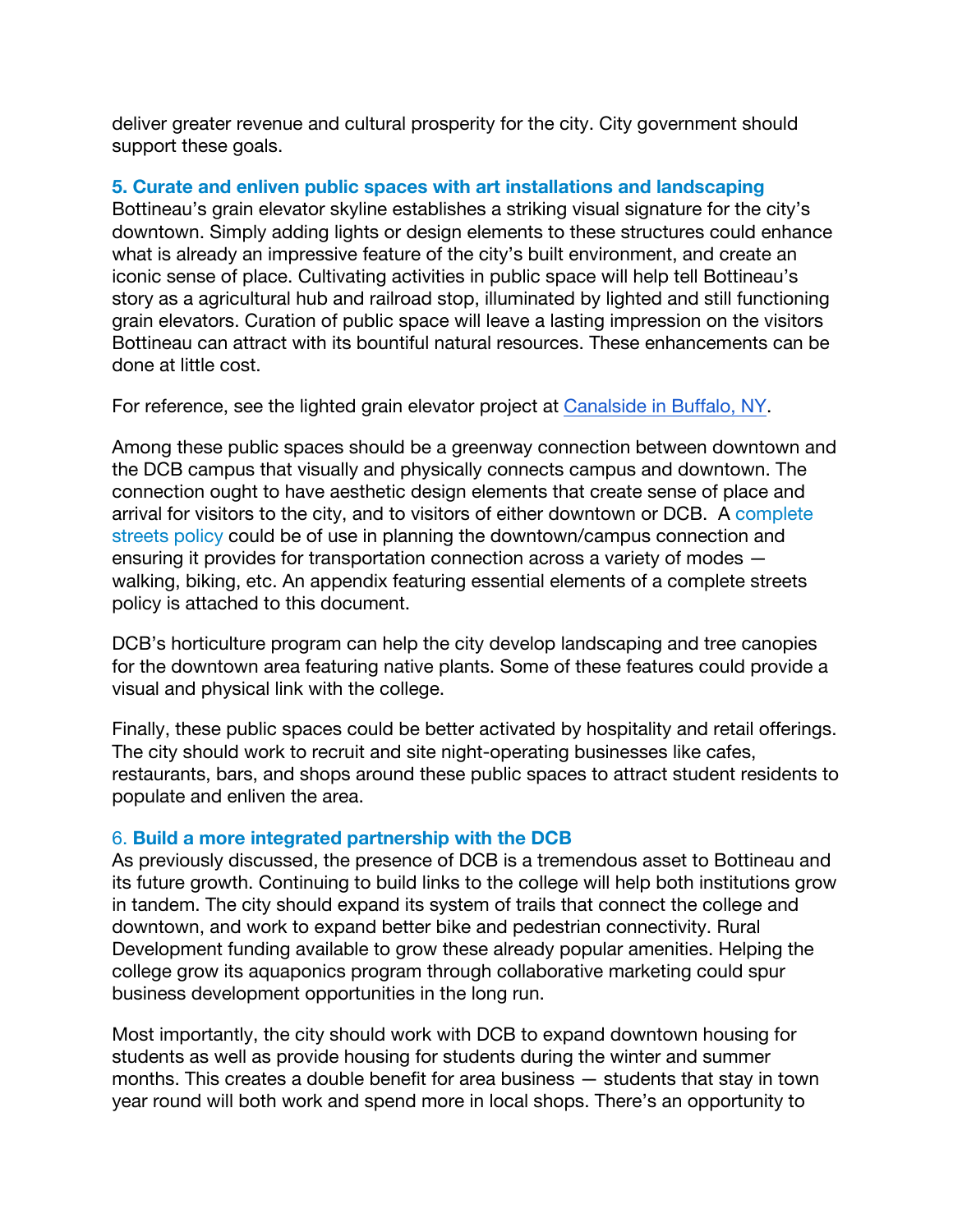deliver greater revenue and cultural prosperity for the city. City government should support these goals.

### 5. Curate and enliven public spaces with art installations and landscaping

Bottineau's grain elevator skyline establishes a striking visual signature for the city's downtown. Simply adding lights or design elements to these structures could enhance what is already an impressive feature of the city's built environment, and create an iconic sense of place. Cultivating activities in public space will help tell Bottineau's story as a agricultural hub and railroad stop, illuminated by lighted and still functioning grain elevators. Curation of public space will leave a lasting impression on the visitors Bottineau can attract with its bountiful natural resources. These enhancements can be done at little cost.

For reference, see the lighted grain elevator project at Canalside in Buffalo, NY.

Among these public spaces should be a greenway connection between downtown and the DCB campus that visually and physically connects campus and downtown. The connection ought to have aesthetic design elements that create sense of place and arrival for visitors to the city, and to visitors of either downtown or DCB. A complete streets policy could be of use in planning the downtown/campus connection and ensuring it provides for transportation connection across a variety of modes — walking, biking, etc. An appendix featuring essential elements of a complete streets policy is attached to this document.

DCB's horticulture program can help the city develop landscaping and tree canopies for the downtown area featuring native plants. Some of these features could provide a visual and physical link with the college.

Finally, these public spaces could be better activated by hospitality and retail offerings. The city should work to recruit and site night-operating businesses like cafes, restaurants, bars, and shops around these public spaces to attract student residents to populate and enliven the area.

### 6. Build a more integrated partnership with the DCB

As previously discussed, the presence of DCB is a tremendous asset to Bottineau and its future growth. Continuing to build links to the college will help both institutions grow in tandem. The city should expand its system of trails that connect the college and downtown, and work to expand better bike and pedestrian connectivity. Rural Development funding available to grow these already popular amenities. Helping the college grow its aquaponics program through collaborative marketing could spur business development opportunities in the long run.

Most importantly, the city should work with DCB to expand downtown housing for students as well as provide housing for students during the winter and summer months. This creates a double benefit for area business — students that stay in town year round will both work and spend more in local shops. There's an opportunity to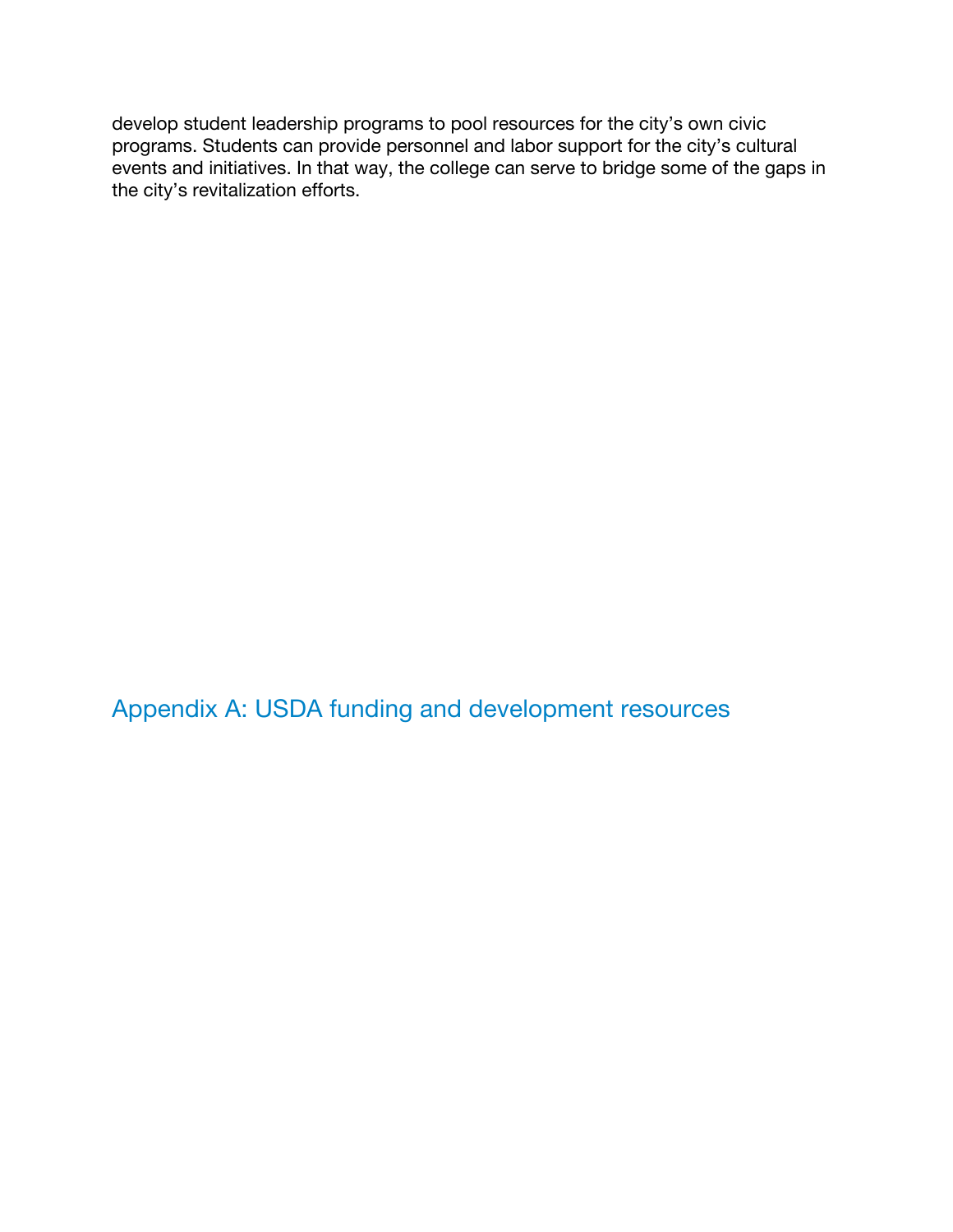develop student leadership programs to pool resources for the city's own civic programs. Students can provide personnel and labor support for the city's cultural events and initiatives. In that way, the college can serve to bridge some of the gaps in the city's revitalization efforts.

## Appendix A: USDA funding and development resources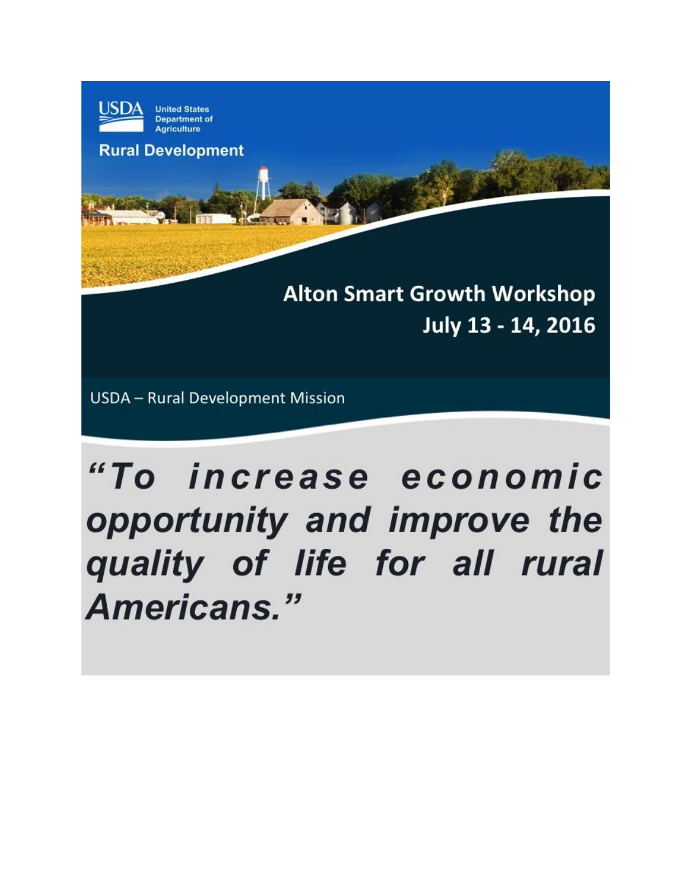USDA United States Department of Agriculture

Rural Development

# Alton Smart Growth Workshop

## July 13 - 14, 2016

USDA – Rural Development Mission

***"To increase economic opportunity and improve the quality of life for all rural Americans."***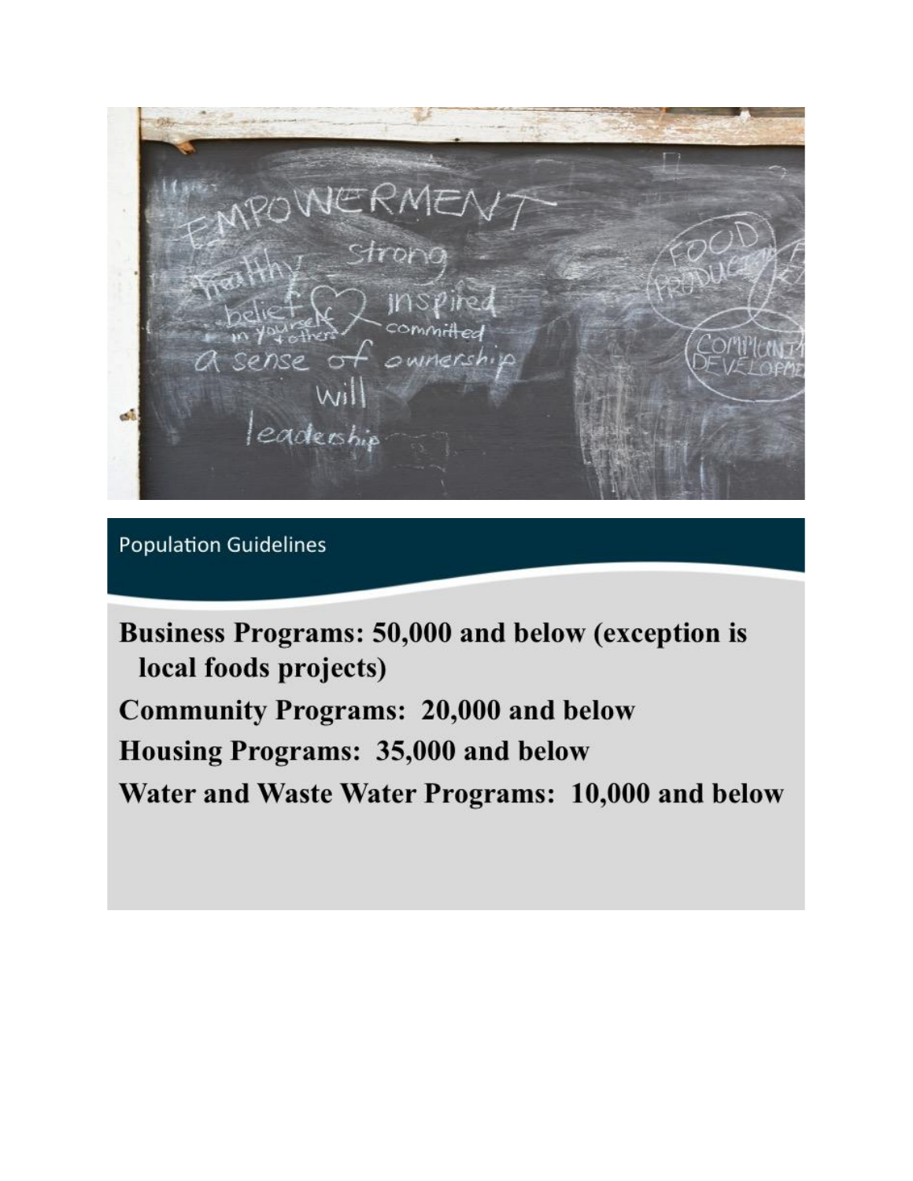## Population Guidelines

**Business Programs: 50,000 and below (exception is local foods projects)**

**Community Programs: 20,000 and below**

**Housing Programs: 35,000 and below**

**Water and Waste Water Programs: 10,000 and below**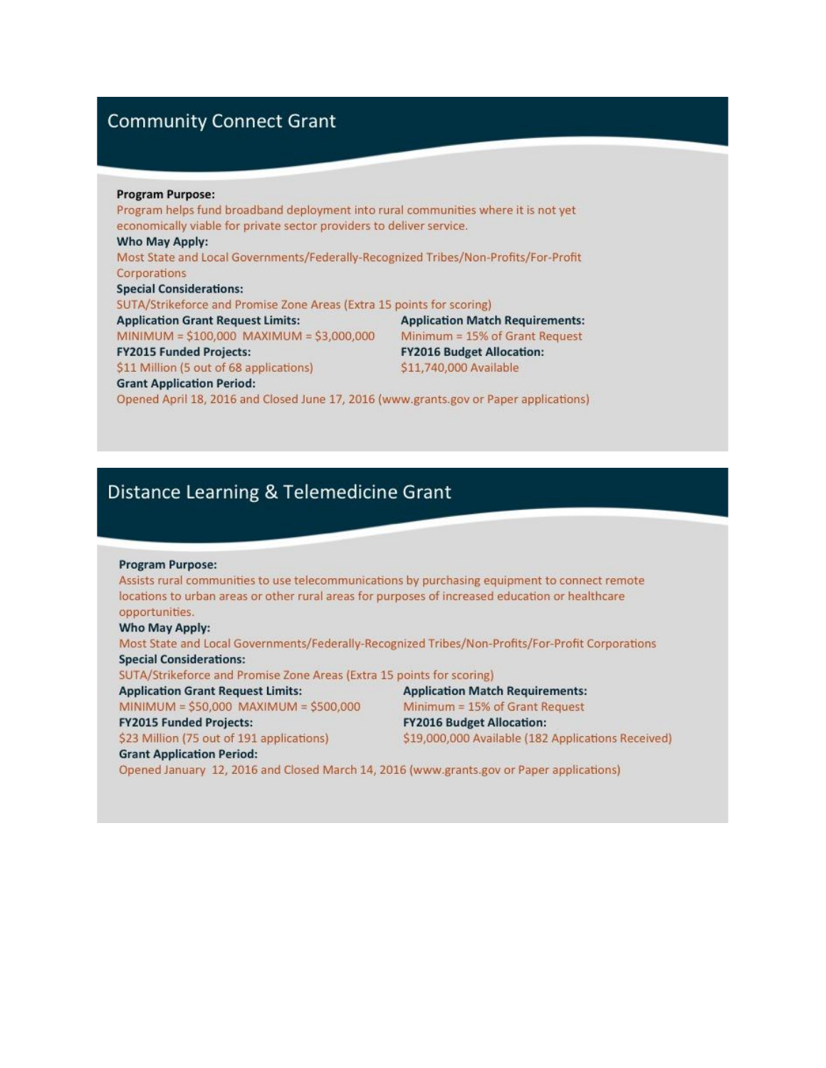## Community Connect Grant

**Program Purpose:**
Program helps fund broadband deployment into rural communities where it is not yet economically viable for private sector providers to deliver service.

**Who May Apply:**
Most State and Local Governments/Federally-Recognized Tribes/Non-Profits/For-Profit Corporations

**Special Considerations:**
SUTA/Strikeforce and Promise Zone Areas (Extra 15 points for scoring)

**Application Grant Request Limits:**
MINIMUM = $100,000 MAXIMUM = $3,000,000

**Application Match Requirements:**
Minimum = 15% of Grant Request

**FY2015 Funded Projects:**
$11 Million (5 out of 68 applications)

**FY2016 Budget Allocation:**
$11,740,000 Available

**Grant Application Period:**
Opened April 18, 2016 and Closed June 17, 2016 (www.grants.gov or Paper applications)

## Distance Learning & Telemedicine Grant

**Program Purpose:**
Assists rural communities to use telecommunications by purchasing equipment to connect remote locations to urban areas or other rural areas for purposes of increased education or healthcare opportunities.

**Who May Apply:**
Most State and Local Governments/Federally-Recognized Tribes/Non-Profits/For-Profit Corporations

**Special Considerations:**
SUTA/Strikeforce and Promise Zone Areas (Extra 15 points for scoring)

**Application Grant Request Limits:**
MINIMUM = $50,000 MAXIMUM = $500,000

**Application Match Requirements:**
Minimum = 15% of Grant Request

**FY2015 Funded Projects:**
$23 Million (75 out of 191 applications)

**FY2016 Budget Allocation:**
$19,000,000 Available (182 Applications Received)

**Grant Application Period:**
Opened January 12, 2016 and Closed March 14, 2016 (www.grants.gov or Paper applications)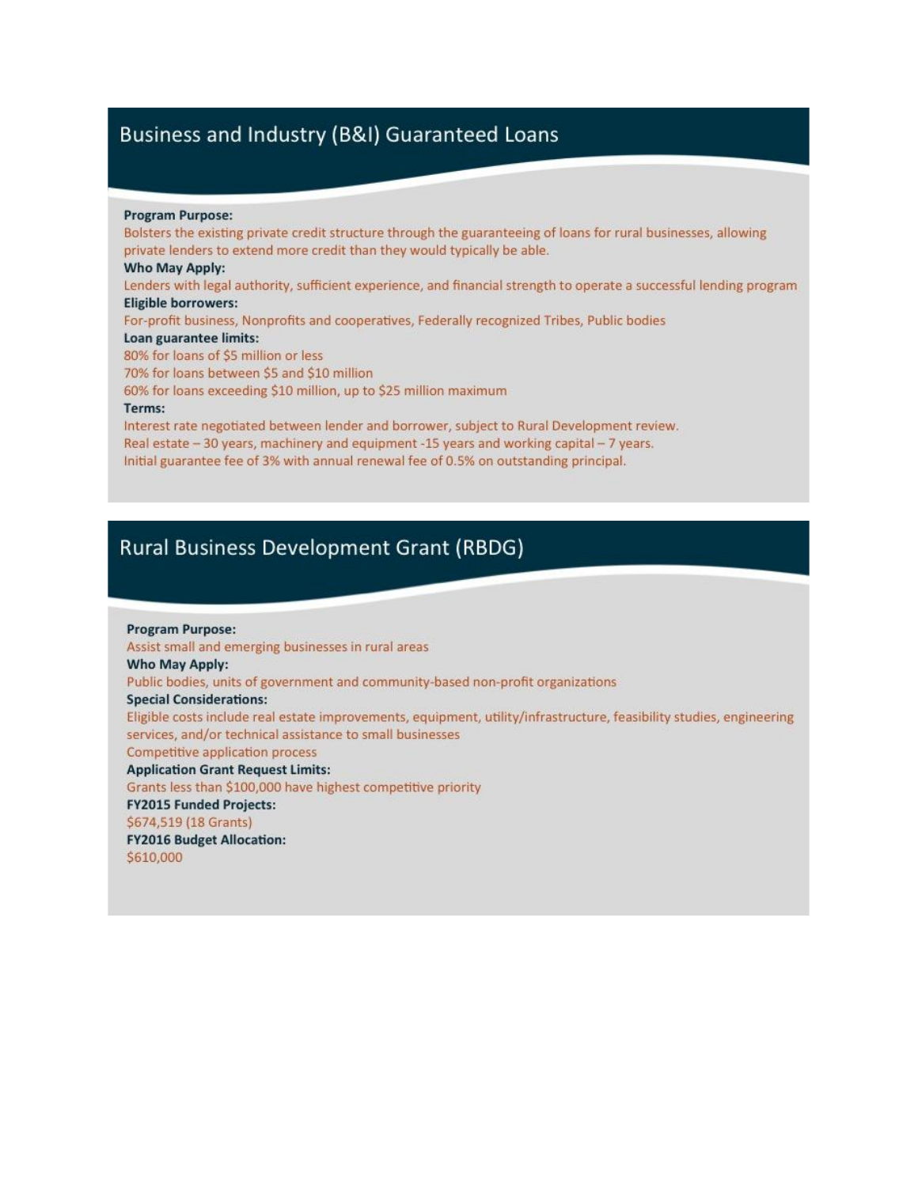## Business and Industry (B&I) Guaranteed Loans

**Program Purpose:**
Bolsters the existing private credit structure through the guaranteeing of loans for rural businesses, allowing private lenders to extend more credit than they would typically be able.

**Who May Apply:**
Lenders with legal authority, sufficient experience, and financial strength to operate a successful lending program

**Eligible borrowers:**
For-profit business, Nonprofits and cooperatives, Federally recognized Tribes, Public bodies

**Loan guarantee limits:**
80% for loans of $5 million or less
70% for loans between $5 and $10 million
60% for loans exceeding $10 million, up to $25 million maximum

**Terms:**
Interest rate negotiated between lender and borrower, subject to Rural Development review.
Real estate – 30 years, machinery and equipment -15 years and working capital – 7 years.
Initial guarantee fee of 3% with annual renewal fee of 0.5% on outstanding principal.

## Rural Business Development Grant (RBDG)

**Program Purpose:**
Assist small and emerging businesses in rural areas

**Who May Apply:**
Public bodies, units of government and community-based non-profit organizations

**Special Considerations:**
Eligible costs include real estate improvements, equipment, utility/infrastructure, feasibility studies, engineering services, and/or technical assistance to small businesses
Competitive application process

**Application Grant Request Limits:**
Grants less than $100,000 have highest competitive priority

**FY2015 Funded Projects:**
$674,519 (18 Grants)

**FY2016 Budget Allocation:**
$610,000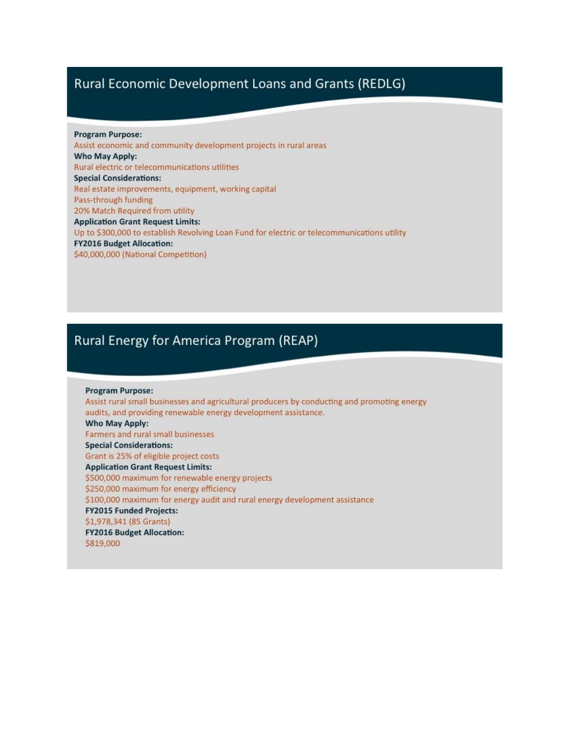## Rural Economic Development Loans and Grants (REDLG)

**Program Purpose:**
Assist economic and community development projects in rural areas

**Who May Apply:**
Rural electric or telecommunications utilities

**Special Considerations:**
Real estate improvements, equipment, working capital
Pass-through funding
20% Match Required from utility

**Application Grant Request Limits:**
Up to $300,000 to establish Revolving Loan Fund for electric or telecommunications utility

**FY2016 Budget Allocation:**
$40,000,000 (National Competition)

## Rural Energy for America Program (REAP)

**Program Purpose:**
Assist rural small businesses and agricultural producers by conducting and promoting energy audits, and providing renewable energy development assistance.

**Who May Apply:**
Farmers and rural small businesses

**Special Considerations:**
Grant is 25% of eligible project costs

**Application Grant Request Limits:**
$500,000 maximum for renewable energy projects
$250,000 maximum for energy efficiency
$100,000 maximum for energy audit and rural energy development assistance

**FY2015 Funded Projects:**
$1,978,341 (85 Grants)

**FY2016 Budget Allocation:**
$819,000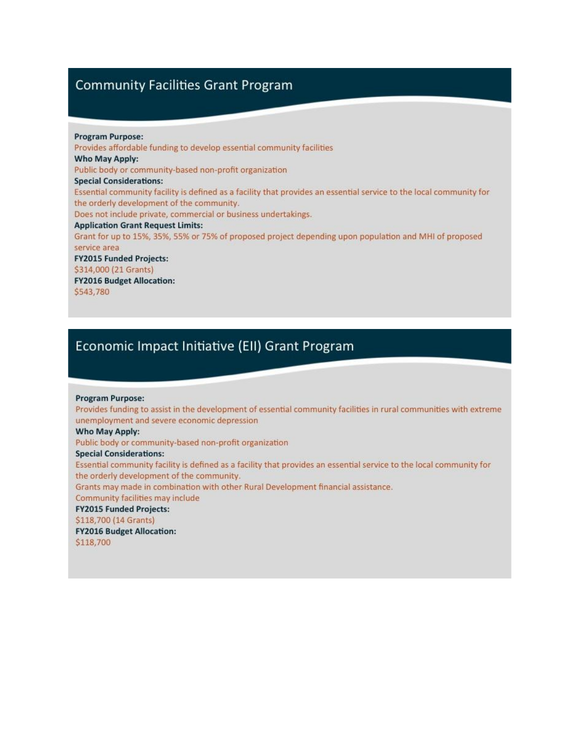## Community Facilities Grant Program

**Program Purpose:**
Provides affordable funding to develop essential community facilities

**Who May Apply:**
Public body or community-based non-profit organization

**Special Considerations:**
Essential community facility is defined as a facility that provides an essential service to the local community for the orderly development of the community.
Does not include private, commercial or business undertakings.

**Application Grant Request Limits:**
Grant for up to 15%, 35%, 55% or 75% of proposed project depending upon population and MHI of proposed service area

**FY2015 Funded Projects:**
$314,000 (21 Grants)

**FY2016 Budget Allocation:**
$543,780

## Economic Impact Initiative (EII) Grant Program

**Program Purpose:**
Provides funding to assist in the development of essential community facilities in rural communities with extreme unemployment and severe economic depression

**Who May Apply:**
Public body or community-based non-profit organization

**Special Considerations:**
Essential community facility is defined as a facility that provides an essential service to the local community for the orderly development of the community.
Grants may made in combination with other Rural Development financial assistance.
Community facilities may include

**FY2015 Funded Projects:**
$118,700 (14 Grants)

**FY2016 Budget Allocation:**
$118,700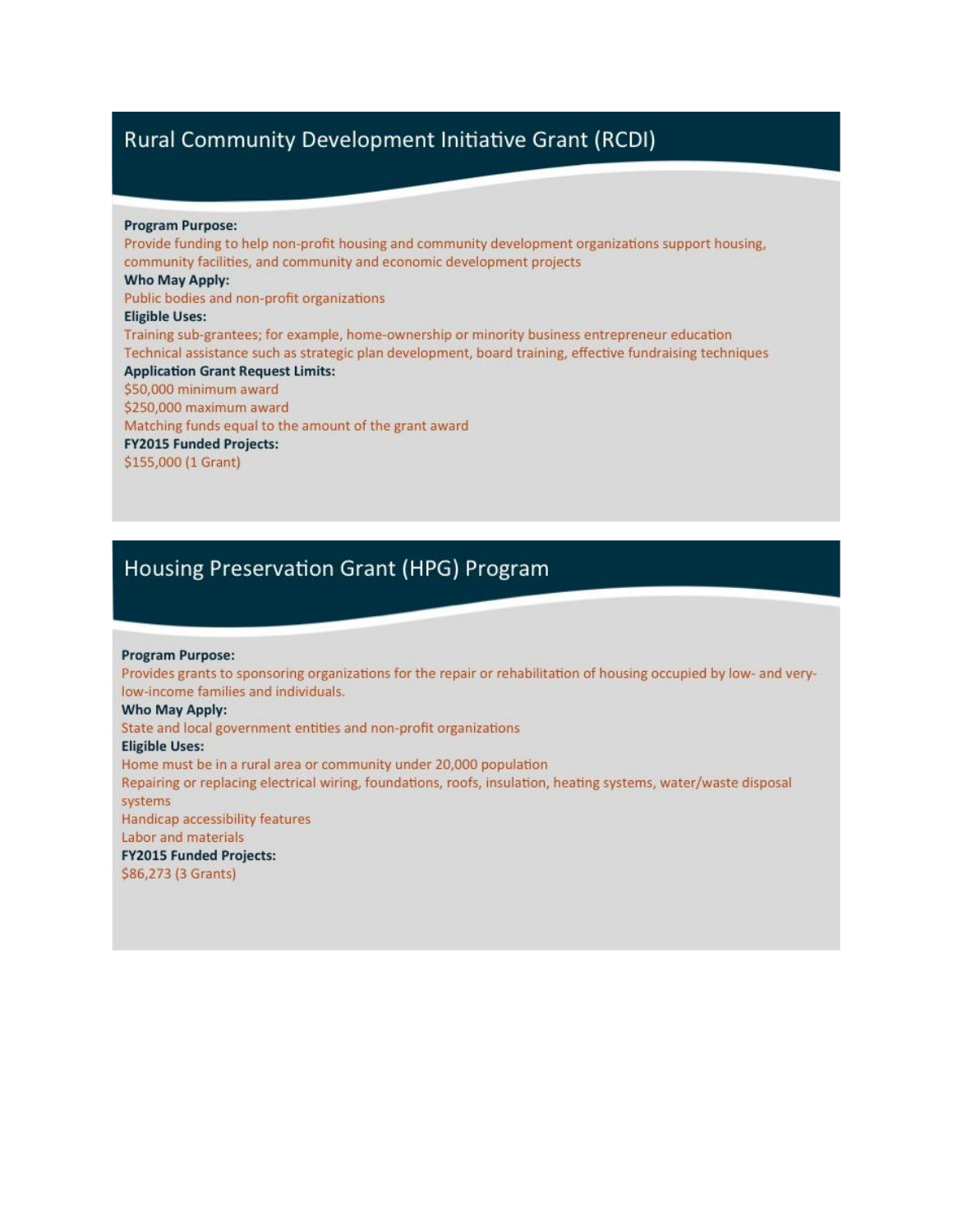## Rural Community Development Initiative Grant (RCDI)

**Program Purpose:**

Provide funding to help non-profit housing and community development organizations support housing, community facilities, and community and economic development projects

**Who May Apply:**

Public bodies and non-profit organizations

**Eligible Uses:**

Training sub-grantees; for example, home-ownership or minority business entrepreneur education

Technical assistance such as strategic plan development, board training, effective fundraising techniques

**Application Grant Request Limits:**

$50,000 minimum award

$250,000 maximum award

Matching funds equal to the amount of the grant award

**FY2015 Funded Projects:**

$155,000 (1 Grant)

## Housing Preservation Grant (HPG) Program

**Program Purpose:**

Provides grants to sponsoring organizations for the repair or rehabilitation of housing occupied by low- and very-low-income families and individuals.

**Who May Apply:**

State and local government entities and non-profit organizations

**Eligible Uses:**

Home must be in a rural area or community under 20,000 population

Repairing or replacing electrical wiring, foundations, roofs, insulation, heating systems, water/waste disposal systems

Handicap accessibility features

Labor and materials

**FY2015 Funded Projects:**

$86,273 (3 Grants)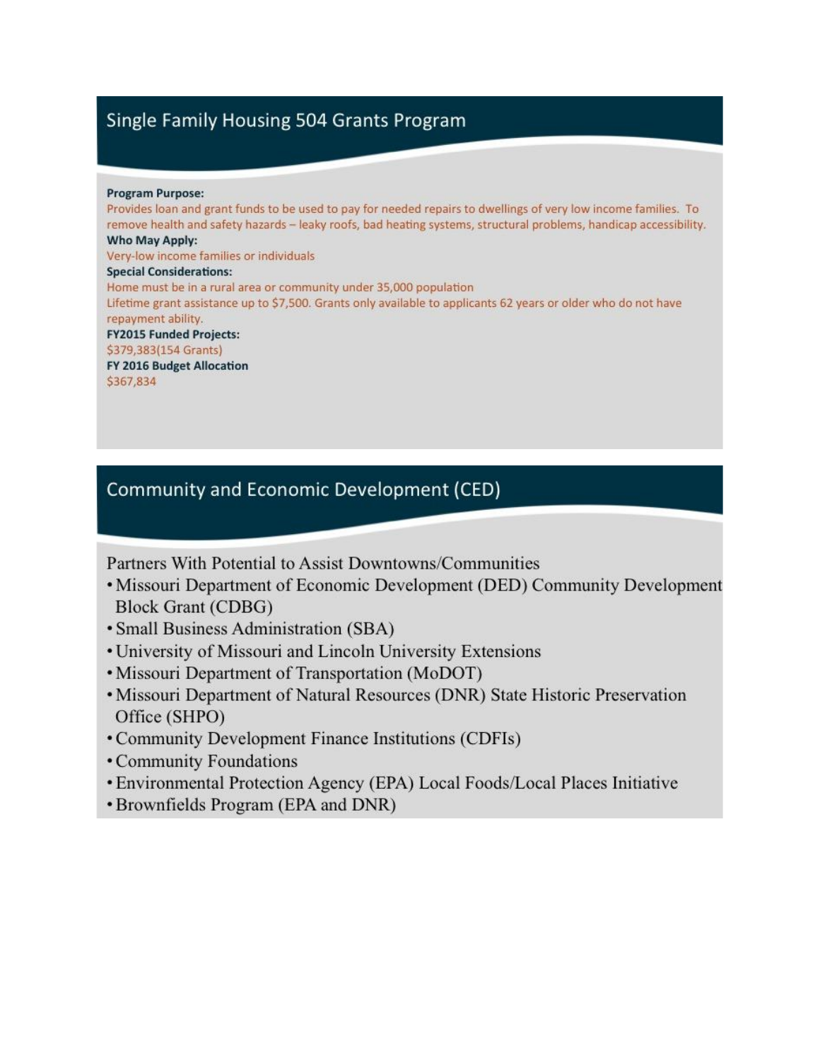## Single Family Housing 504 Grants Program

**Program Purpose:**

Provides loan and grant funds to be used to pay for needed repairs to dwellings of very low income families. To remove health and safety hazards – leaky roofs, bad heating systems, structural problems, handicap accessibility.

**Who May Apply:**

Very-low income families or individuals

**Special Considerations:**

Home must be in a rural area or community under 35,000 population

Lifetime grant assistance up to $7,500. Grants only available to applicants 62 years or older who do not have repayment ability.

**FY2015 Funded Projects:**

$379,383(154 Grants)

**FY 2016 Budget Allocation**

$367,834

## Community and Economic Development (CED)

Partners With Potential to Assist Downtowns/Communities

- Missouri Department of Economic Development (DED) Community Development Block Grant (CDBG)
- Small Business Administration (SBA)
- University of Missouri and Lincoln University Extensions
- Missouri Department of Transportation (MoDOT)
- Missouri Department of Natural Resources (DNR) State Historic Preservation Office (SHPO)
- Community Development Finance Institutions (CDFIs)
- Community Foundations
- Environmental Protection Agency (EPA) Local Foods/Local Places Initiative
- Brownfields Program (EPA and DNR)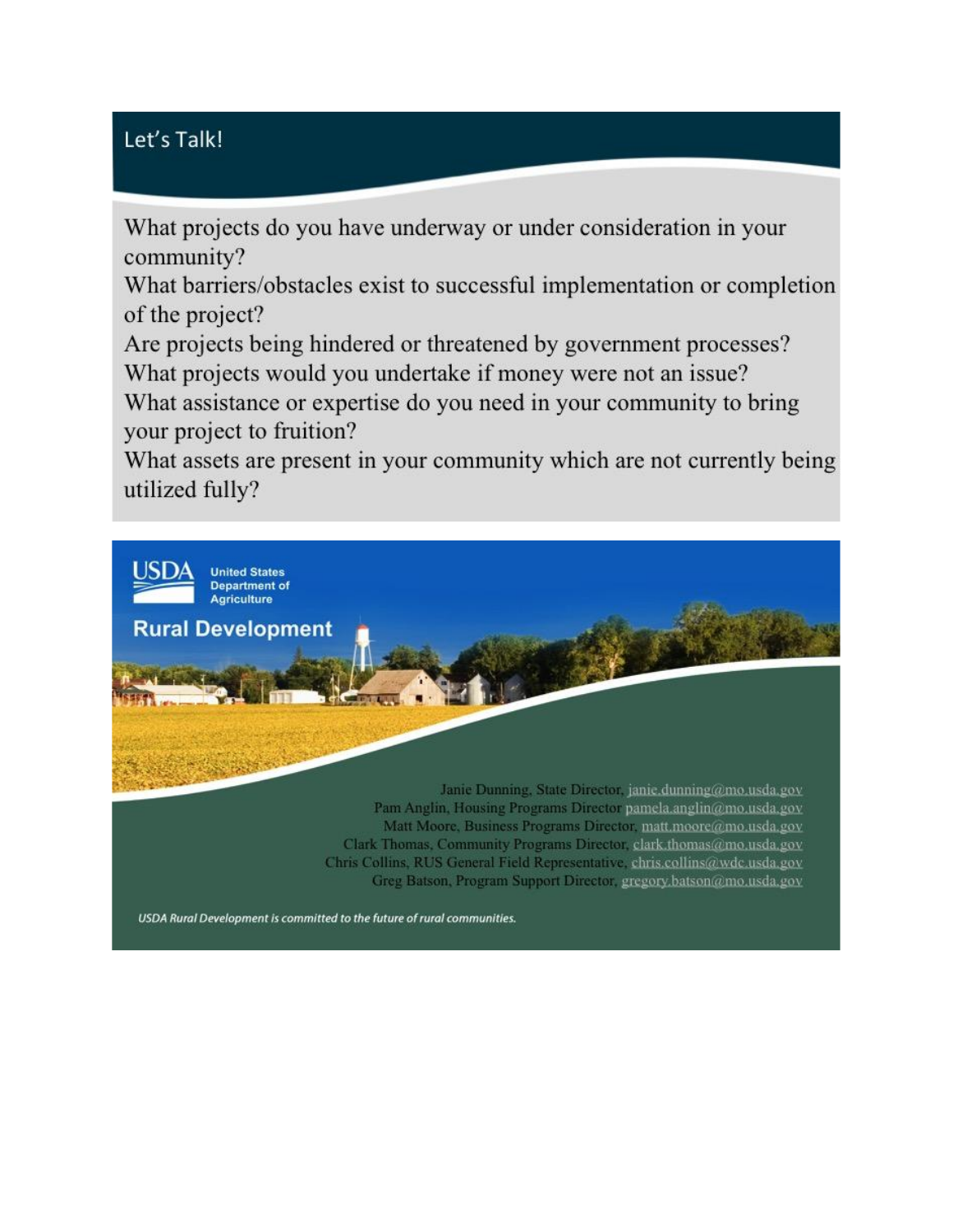## Let's Talk!

What projects do you have underway or under consideration in your community?

What barriers/obstacles exist to successful implementation or completion of the project?

Are projects being hindered or threatened by government processes?

What projects would you undertake if money were not an issue?

What assistance or expertise do you need in your community to bring your project to fruition?

What assets are present in your community which are not currently being utilized fully?

USDA United States Department of Agriculture

**Rural Development**

Janie Dunning, State Director, janie.dunning@mo.usda.gov
Pam Anglin, Housing Programs Director pamela.anglin@mo.usda.gov
Matt Moore, Business Programs Director, matt.moore@mo.usda.gov
Clark Thomas, Community Programs Director, clark.thomas@mo.usda.gov
Chris Collins, RUS General Field Representative, chris.collins@wdc.usda.gov
Greg Batson, Program Support Director, gregory.batson@mo.usda.gov

*USDA Rural Development is committed to the future of rural communities.*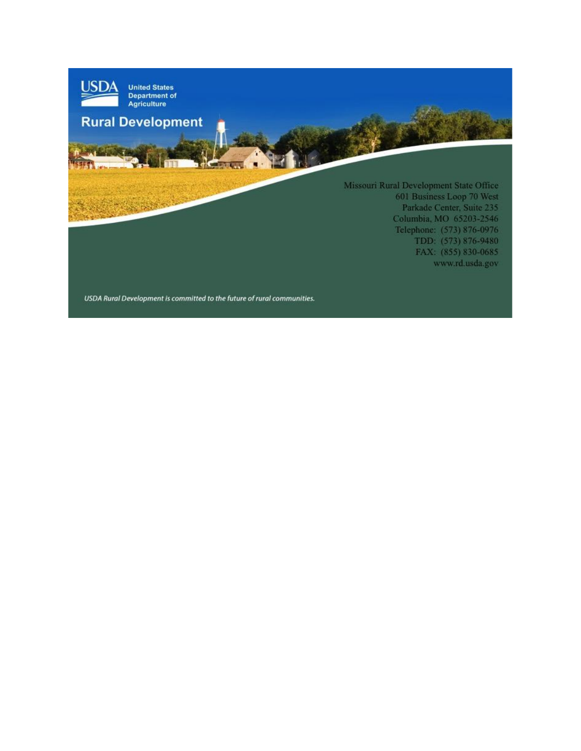**USDA** United States Department of Agriculture

**Rural Development**

Missouri Rural Development State Office
601 Business Loop 70 West
Parkade Center, Suite 235
Columbia, MO 65203-2546
Telephone: (573) 876-0976
TDD: (573) 876-9480
FAX: (855) 830-0685
www.rd.usda.gov

*USDA Rural Development is committed to the future of rural communities.*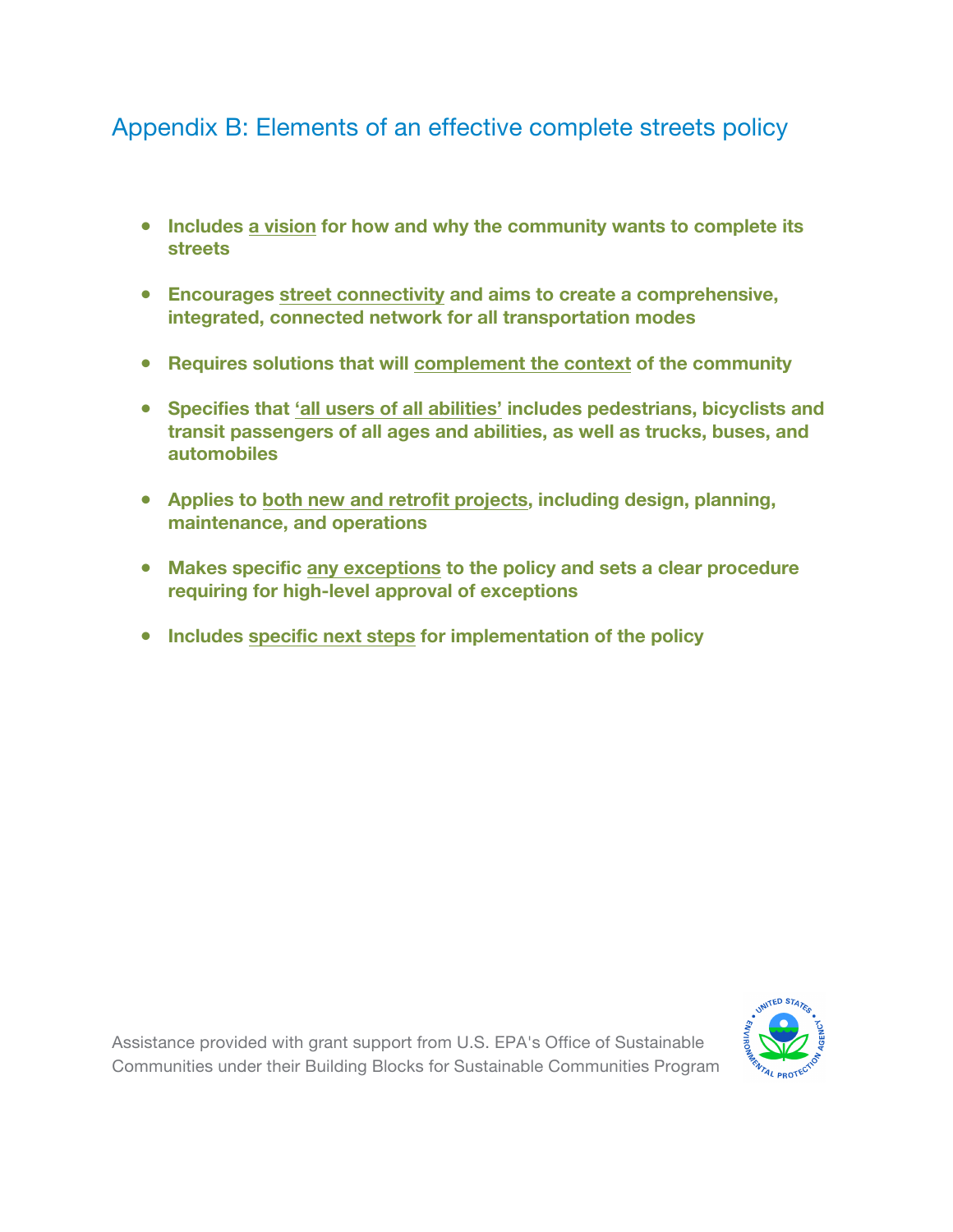## Appendix B: Elements of an effective complete streets policy

- **Includes a vision for how and why the community wants to complete its streets**
- **Encourages street connectivity and aims to create a comprehensive, integrated, connected network for all transportation modes**
- **Requires solutions that will complement the context of the community**
- **Specifies that 'all users of all abilities' includes pedestrians, bicyclists and transit passengers of all ages and abilities, as well as trucks, buses, and automobiles**
- **Applies to both new and retrofit projects, including design, planning, maintenance, and operations**
- **Makes specific any exceptions to the policy and sets a clear procedure requiring for high-level approval of exceptions**
- **Includes specific next steps for implementation of the policy**

Assistance provided with grant support from U.S. EPA's Office of Sustainable Communities under their Building Blocks for Sustainable Communities Program